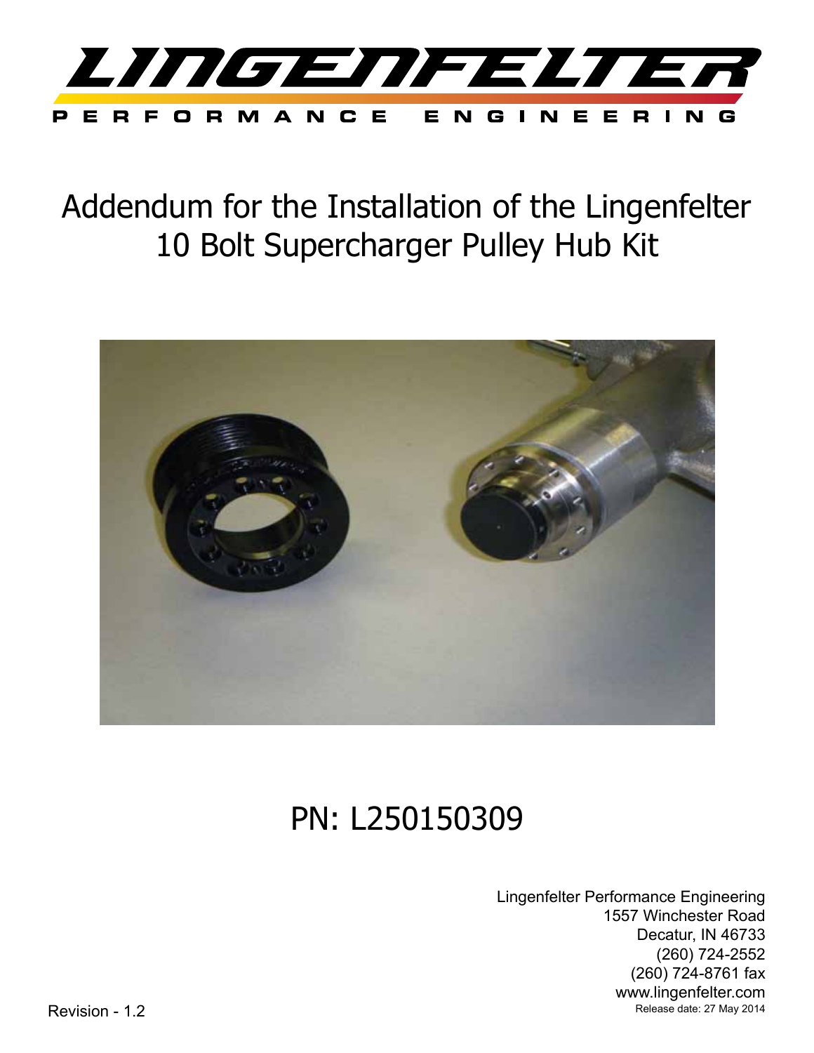# LINGENFELTER

PERFORMANCE ENGINEERING

# Addendum for the Installation of the Lingenfelter 10 Bolt Supercharger Pulley Hub Kit

## PN: L250150309

Lingenfelter Performance Engineering
1557 Winchester Road
Decatur, IN 46733
(260) 724-2552
(260) 724-8761 fax
www.lingenfelter.com
Release date: 27 May 2014

Revision - 1.2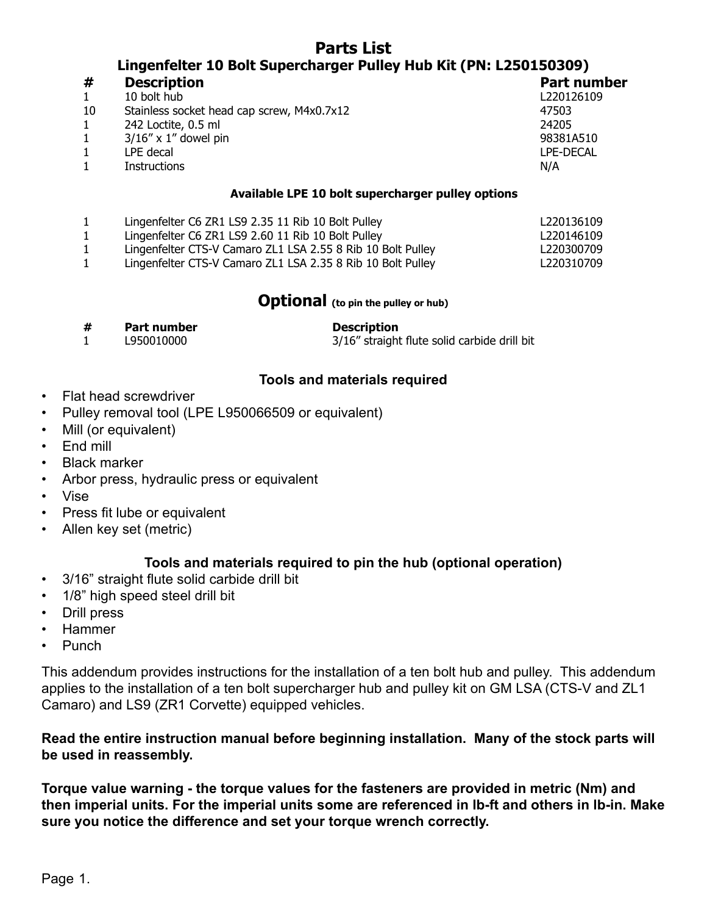# Parts List

## Lingenfelter 10 Bolt Supercharger Pulley Hub Kit (PN: L250150309)

| # | Description | Part number |
|---|---|---|
| 1 | 10 bolt hub | L220126109 |
| 10 | Stainless socket head cap screw, M4x0.7x12 | 47503 |
| 1 | 242 Loctite, 0.5 ml | 24205 |
| 1 | 3/16" x 1" dowel pin | 98381A510 |
| 1 | LPE decal | LPE-DECAL |
| 1 | Instructions | N/A |

**Available LPE 10 bolt supercharger pulley options**

| # | Description | Part number |
|---|---|---|
| 1 | Lingenfelter C6 ZR1 LS9 2.35 11 Rib 10 Bolt Pulley | L220136109 |
| 1 | Lingenfelter C6 ZR1 LS9 2.60 11 Rib 10 Bolt Pulley | L220146109 |
| 1 | Lingenfelter CTS-V Camaro ZL1 LSA 2.55 8 Rib 10 Bolt Pulley | L220300709 |
| 1 | Lingenfelter CTS-V Camaro ZL1 LSA 2.35 8 Rib 10 Bolt Pulley | L220310709 |

## Optional (to pin the pulley or hub)

| # | Part number | Description |
|---|---|---|
| 1 | L950010000 | 3/16" straight flute solid carbide drill bit |

### Tools and materials required

- Flat head screwdriver
- Pulley removal tool (LPE L950066509 or equivalent)
- Mill (or equivalent)
- End mill
- Black marker
- Arbor press, hydraulic press or equivalent
- Vise
- Press fit lube or equivalent
- Allen key set (metric)

### Tools and materials required to pin the hub (optional operation)

- 3/16" straight flute solid carbide drill bit
- 1/8" high speed steel drill bit
- Drill press
- Hammer
- Punch

This addendum provides instructions for the installation of a ten bolt hub and pulley. This addendum applies to the installation of a ten bolt supercharger hub and pulley kit on GM LSA (CTS-V and ZL1 Camaro) and LS9 (ZR1 Corvette) equipped vehicles.

**Read the entire instruction manual before beginning installation. Many of the stock parts will be used in reassembly.**

**Torque value warning - the torque values for the fasteners are provided in metric (Nm) and then imperial units. For the imperial units some are referenced in lb-ft and others in lb-in. Make sure you notice the difference and set your torque wrench correctly.**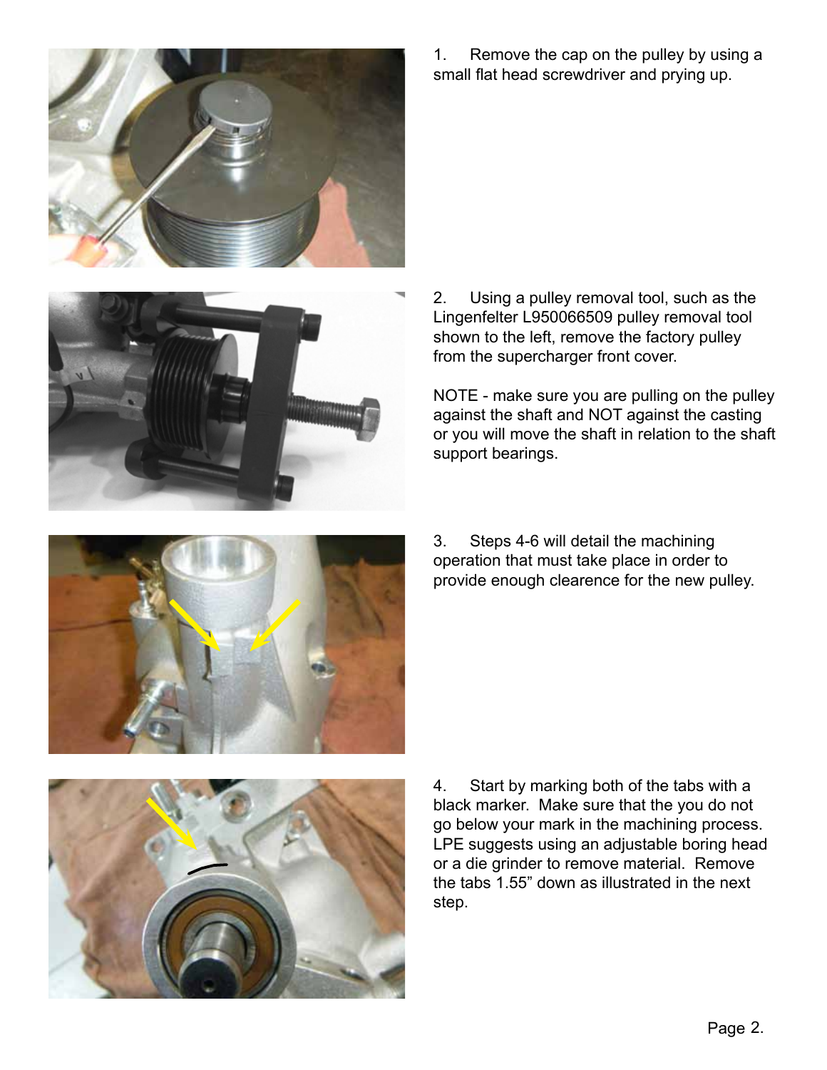1. Remove the cap on the pulley by using a small flat head screwdriver and prying up.

2. Using a pulley removal tool, such as the Lingenfelter L950066509 pulley removal tool shown to the left, remove the factory pulley from the supercharger front cover.

   NOTE - make sure you are pulling on the pulley against the shaft and NOT against the casting or you will move the shaft in relation to the shaft support bearings.

3. Steps 4-6 will detail the machining operation that must take place in order to provide enough clearence for the new pulley.

4. Start by marking both of the tabs with a black marker. Make sure that the you do not go below your mark in the machining process. LPE suggests using an adjustable boring head or a die grinder to remove material. Remove the tabs 1.55” down as illustrated in the next step.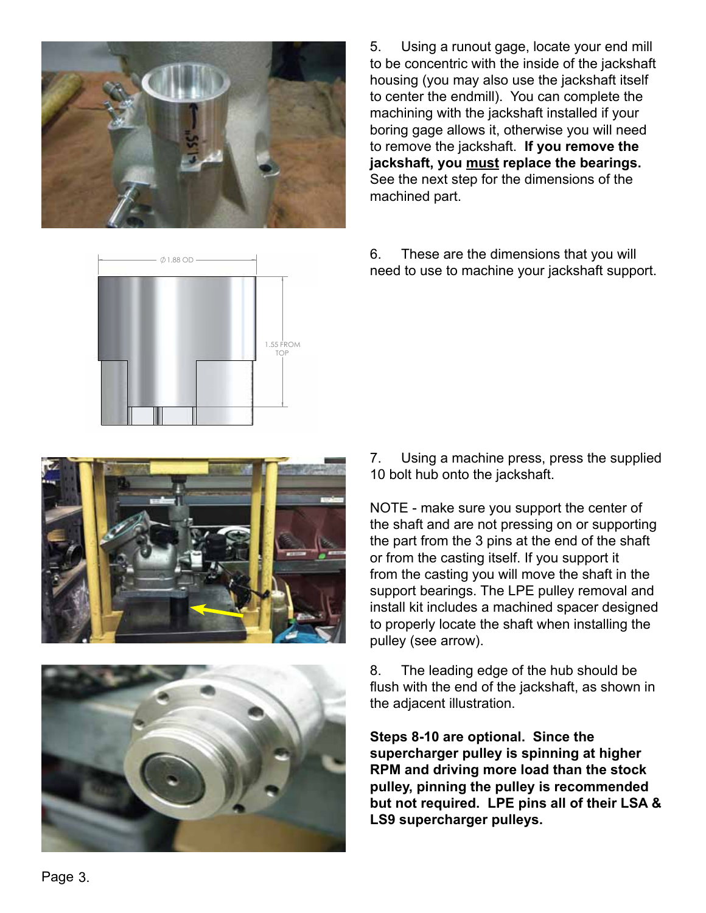5. Using a runout gage, locate your end mill to be concentric with the inside of the jackshaft housing (you may also use the jackshaft itself to center the endmill). You can complete the machining with the jackshaft installed if your boring gage allows it, otherwise you will need to remove the jackshaft. **If you remove the jackshaft, you must replace the bearings.** See the next step for the dimensions of the machined part.

6. These are the dimensions that you will need to use to machine your jackshaft support.

7. Using a machine press, press the supplied 10 bolt hub onto the jackshaft.

NOTE - make sure you support the center of the shaft and are not pressing on or supporting the part from the 3 pins at the end of the shaft or from the casting itself. If you support it from the casting you will move the shaft in the support bearings. The LPE pulley removal and install kit includes a machined spacer designed to properly locate the shaft when installing the pulley (see arrow).

8. The leading edge of the hub should be flush with the end of the jackshaft, as shown in the adjacent illustration.

**Steps 8-10 are optional. Since the supercharger pulley is spinning at higher RPM and driving more load than the stock pulley, pinning the pulley is recommended but not required. LPE pins all of their LSA & LS9 supercharger pulleys.**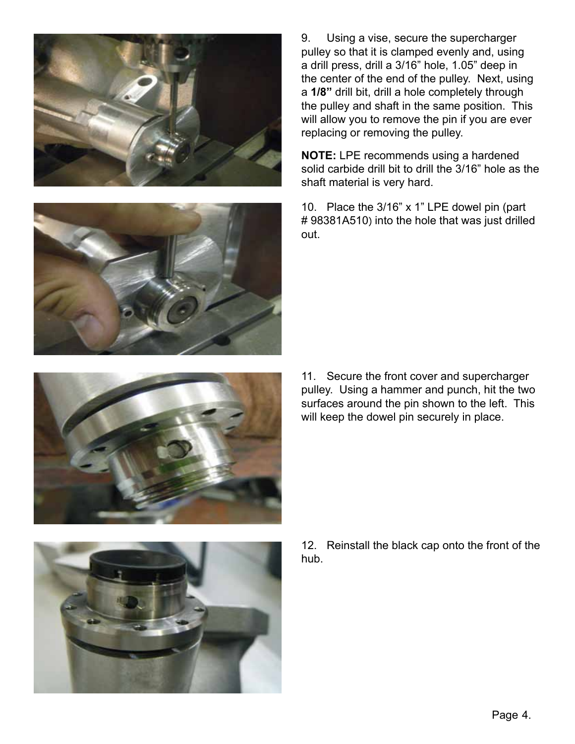9. Using a vise, secure the supercharger pulley so that it is clamped evenly and, using a drill press, drill a 3/16” hole, 1.05” deep in the center of the end of the pulley. Next, using a **1/8”** drill bit, drill a hole completely through the pulley and shaft in the same position. This will allow you to remove the pin if you are ever replacing or removing the pulley.

**NOTE:** LPE recommends using a hardened solid carbide drill bit to drill the 3/16” hole as the shaft material is very hard.

10. Place the 3/16” x 1” LPE dowel pin (part # 98381A510) into the hole that was just drilled out.

11. Secure the front cover and supercharger pulley. Using a hammer and punch, hit the two surfaces around the pin shown to the left. This will keep the dowel pin securely in place.

12. Reinstall the black cap onto the front of the hub.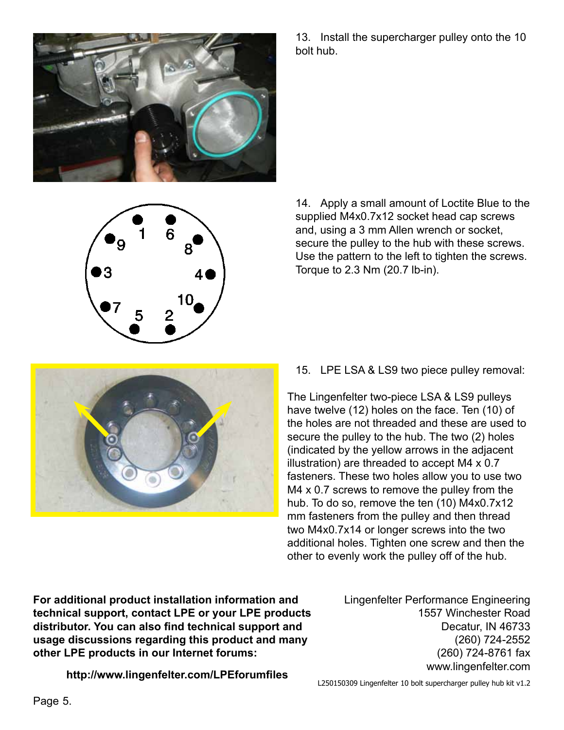13. Install the supercharger pulley onto the 10 bolt hub.

14. Apply a small amount of Loctite Blue to the supplied M4x0.7x12 socket head cap screws and, using a 3 mm Allen wrench or socket, secure the pulley to the hub with these screws. Use the pattern to the left to tighten the screws. Torque to 2.3 Nm (20.7 lb-in).

15. LPE LSA & LS9 two piece pulley removal:

The Lingenfelter two-piece LSA & LS9 pulleys have twelve (12) holes on the face. Ten (10) of the holes are not threaded and these are used to secure the pulley to the hub. The two (2) holes (indicated by the yellow arrows in the adjacent illustration) are threaded to accept M4 x 0.7 fasteners. These two holes allow you to use two M4 x 0.7 screws to remove the pulley from the hub. To do so, remove the ten (10) M4x0.7x12 mm fasteners from the pulley and then thread two M4x0.7x14 or longer screws into the two additional holes. Tighten one screw and then the other to evenly work the pulley off of the hub.

**For additional product installation information and technical support, contact LPE or your LPE products distributor. You can also find technical support and usage discussions regarding this product and many other LPE products in our Internet forums:**

**http://www.lingenfelter.com/LPEforumfiles**

Lingenfelter Performance Engineering
1557 Winchester Road
Decatur, IN 46733
(260) 724-2552
(260) 724-8761 fax
www.lingenfelter.com

L250150309 Lingenfelter 10 bolt supercharger pulley hub kit v1.2